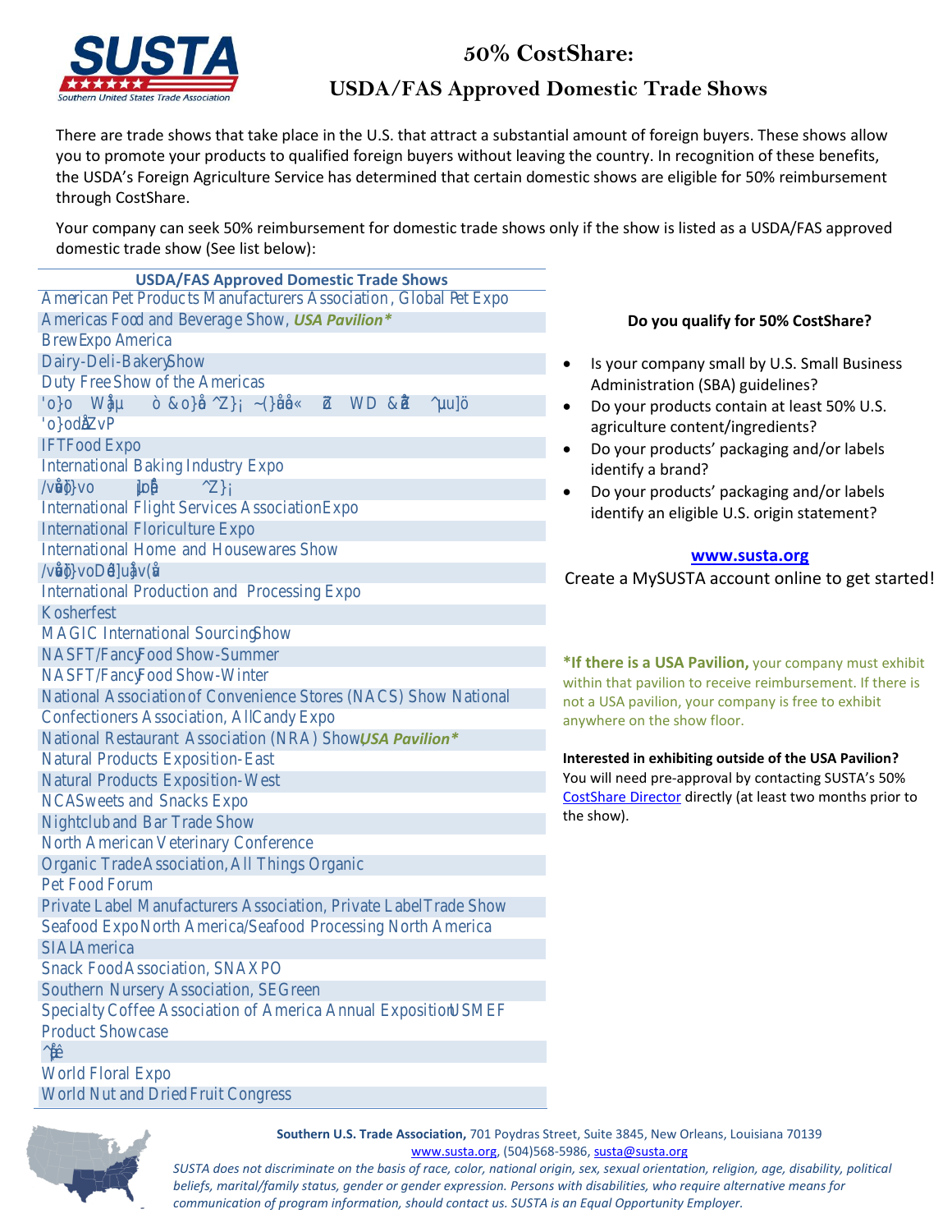# 50% CostShare:

## USDA/FAS Approved Domestic Trade Shows

There are trade shows that take place in the U.S. that attract a substantial amount of foreign buyers. These shows allow you to promote your products to qualified foreign buyers without leaving the country. In recognition of these benefits, the USDA's Foreign Agriculture Service has determined that certain domestic shows are eligible for 50% reimbursement through CostShare.

Your company can seek 50% reimbursement for domestic trade shows only if the show is listed as a USDA/FAS approved domestic trade show (See list below):

| USDA/FAS Approved Domestic Trade Shows |
|---|
| American Pet Products Manufacturers Association, Global Pet Expo |
| Americas Food and Beverage Show, *USA Pavilion** |
| BrewExpo America |
| Dairy-Deli-Bakery Show |
| Duty Free Show of the Americas |
| 'o}o Wåµ ò &o}å ^Z}¡ ~(}åå« ž WD &ž ^µ]ö |
| 'o}odåZvP |
| IFT Food Expo |
| International Baking Industry Expo |
| /våö}vo ]oå ^Z}¡ |
| International Flight Services Association Expo |
| International Floriculture Expo |
| International Home and Housewares Show |
| /våö}voDå]uåv(å |
| International Production and Processing Expo |
| Kosherfest |
| MAGIC International Sourcing Show |
| NASFT/Fancy Food Show-Summer |
| NASFT/Fancy Food Show-Winter |
| National Association of Convenience Stores (NACS) Show National |
| Confectioners Association, All Candy Expo |
| National Restaurant Association (NRA) Show, *USA Pavilion** |
| Natural Products Exposition-East |
| Natural Products Exposition-West |
| NCA Sweets and Snacks Expo |
| Nightclub and Bar Trade Show |
| North American Veterinary Conference |
| Organic Trade Association, All Things Organic |
| Pet Food Forum |
| Private Label Manufacturers Association, Private Label Trade Show |
| Seafood Expo North America/Seafood Processing North America |
| SIAL America |
| Snack Food Association, SNAXPO |
| Southern Nursery Association, SEGreen |
| Specialty Coffee Association of America Annual Exposition USMEF |
| Product Showcase |
| ^ê |
| World Floral Expo |
| World Nut and Dried Fruit Congress |

**Do you qualify for 50% CostShare?**

- Is your company small by U.S. Small Business Administration (SBA) guidelines?
- Do your products contain at least 50% U.S. agriculture content/ingredients?
- Do your products' packaging and/or labels identify a brand?
- Do your products' packaging and/or labels identify an eligible U.S. origin statement?

**www.susta.org**

Create a MySUSTA account online to get started!

***If there is a USA Pavilion,** your company must exhibit within that pavilion to receive reimbursement. If there is not a USA pavilion, your company is free to exhibit anywhere on the show floor.

**Interested in exhibiting outside of the USA Pavilion?**
You will need pre-approval by contacting SUSTA's 50% CostShare Director directly (at least two months prior to the show).

**Southern U.S. Trade Association,** 701 Poydras Street, Suite 3845, New Orleans, Louisiana 70139
www.susta.org, (504)568-5986, susta@susta.org

*SUSTA does not discriminate on the basis of race, color, national origin, sex, sexual orientation, religion, age, disability, political beliefs, marital/family status, gender or gender expression. Persons with disabilities, who require alternative means for communication of program information, should contact us. SUSTA is an Equal Opportunity Employer.*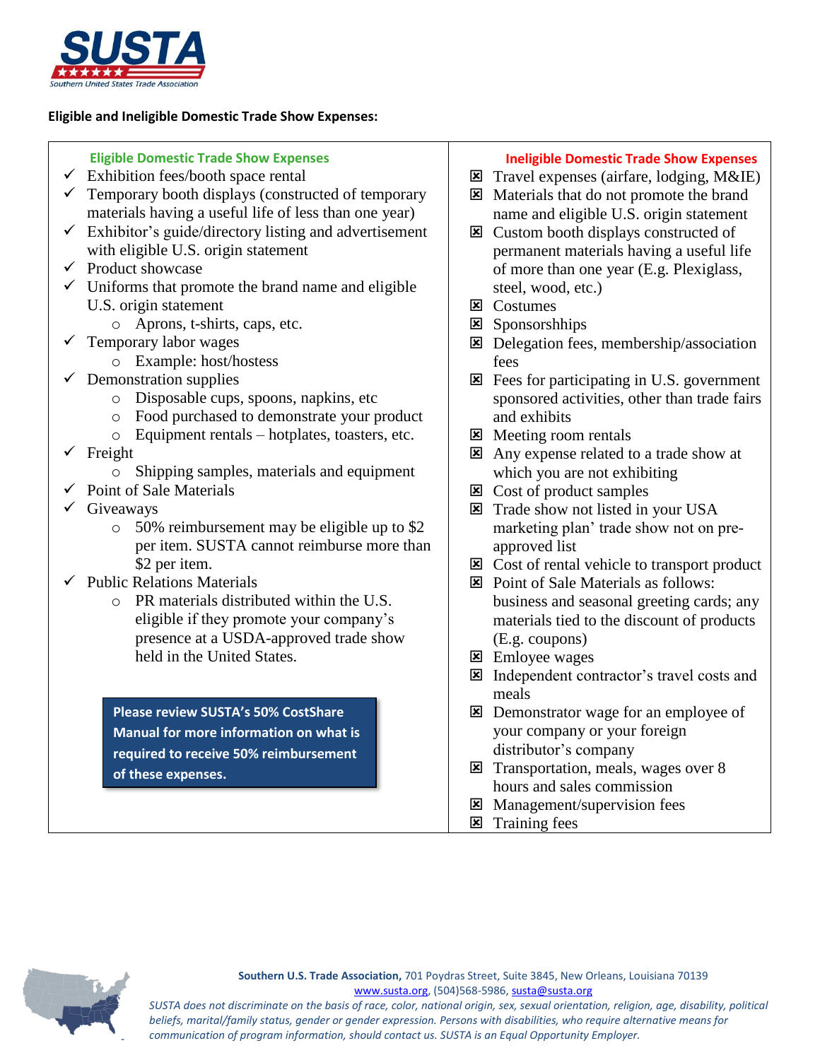**Eligible and Ineligible Domestic Trade Show Expenses:**

**Eligible Domestic Trade Show Expenses**

- ✓ Exhibition fees/booth space rental
- ✓ Temporary booth displays (constructed of temporary materials having a useful life of less than one year)
- ✓ Exhibitor's guide/directory listing and advertisement with eligible U.S. origin statement
- ✓ Product showcase
- ✓ Uniforms that promote the brand name and eligible U.S. origin statement
  - Aprons, t-shirts, caps, etc.
- ✓ Temporary labor wages
  - Example: host/hostess
- ✓ Demonstration supplies
  - Disposable cups, spoons, napkins, etc
  - Food purchased to demonstrate your product
  - Equipment rentals – hotplates, toasters, etc.
- ✓ Freight
  - Shipping samples, materials and equipment
- ✓ Point of Sale Materials
- ✓ Giveaways
  - 50% reimbursement may be eligible up to $2 per item. SUSTA cannot reimburse more than $2 per item.
- ✓ Public Relations Materials
  - PR materials distributed within the U.S. eligible if they promote your company's presence at a USDA-approved trade show held in the United States.

**Please review SUSTA's 50% CostShare Manual for more information on what is required to receive 50% reimbursement of these expenses.**

**Ineligible Domestic Trade Show Expenses**

- ☒ Travel expenses (airfare, lodging, M&IE)
- ☒ Materials that do not promote the brand name and eligible U.S. origin statement
- ☒ Custom booth displays constructed of permanent materials having a useful life of more than one year (E.g. Plexiglass, steel, wood, etc.)
- ☒ Costumes
- ☒ Sponsorshhips
- ☒ Delegation fees, membership/association fees
- ☒ Fees for participating in U.S. government sponsored activities, other than trade fairs and exhibits
- ☒ Meeting room rentals
- ☒ Any expense related to a trade show at which you are not exhibiting
- ☒ Cost of product samples
- ☒ Trade show not listed in your USA marketing plan' trade show not on pre-approved list
- ☒ Cost of rental vehicle to transport product
- ☒ Point of Sale Materials as follows: business and seasonal greeting cards; any materials tied to the discount of products (E.g. coupons)
- ☒ Emloyee wages
- ☒ Independent contractor's travel costs and meals
- ☒ Demonstrator wage for an employee of your company or your foreign distributor's company
- ☒ Transportation, meals, wages over 8 hours and sales commission
- ☒ Management/supervision fees
- ☒ Training fees

**Southern U.S. Trade Association,** 701 Poydras Street, Suite 3845, New Orleans, Louisiana 70139
www.susta.org, (504)568-5986, susta@susta.org

*SUSTA does not discriminate on the basis of race, color, national origin, sex, sexual orientation, religion, age, disability, political beliefs, marital/family status, gender or gender expression. Persons with disabilities, who require alternative means for communication of program information, should contact us. SUSTA is an Equal Opportunity Employer.*